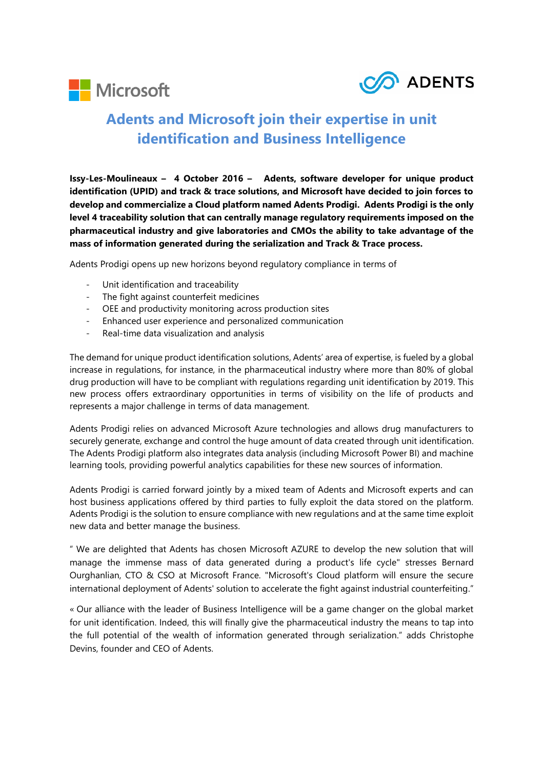Microsoft ADENTS

# Adents and Microsoft join their expertise in unit identification and Business Intelligence

**Issy-Les-Moulineaux – 4 October 2016 – Adents, software developer for unique product identification (UPID) and track & trace solutions, and Microsoft have decided to join forces to develop and commercialize a Cloud platform named Adents Prodigi. Adents Prodigi is the only level 4 traceability solution that can centrally manage regulatory requirements imposed on the pharmaceutical industry and give laboratories and CMOs the ability to take advantage of the mass of information generated during the serialization and Track & Trace process.**

Adents Prodigi opens up new horizons beyond regulatory compliance in terms of

- Unit identification and traceability
- The fight against counterfeit medicines
- OEE and productivity monitoring across production sites
- Enhanced user experience and personalized communication
- Real-time data visualization and analysis

The demand for unique product identification solutions, Adents' area of expertise, is fueled by a global increase in regulations, for instance, in the pharmaceutical industry where more than 80% of global drug production will have to be compliant with regulations regarding unit identification by 2019. This new process offers extraordinary opportunities in terms of visibility on the life of products and represents a major challenge in terms of data management.

Adents Prodigi relies on advanced Microsoft Azure technologies and allows drug manufacturers to securely generate, exchange and control the huge amount of data created through unit identification. The Adents Prodigi platform also integrates data analysis (including Microsoft Power BI) and machine learning tools, providing powerful analytics capabilities for these new sources of information.

Adents Prodigi is carried forward jointly by a mixed team of Adents and Microsoft experts and can host business applications offered by third parties to fully exploit the data stored on the platform. Adents Prodigi is the solution to ensure compliance with new regulations and at the same time exploit new data and better manage the business.

" We are delighted that Adents has chosen Microsoft AZURE to develop the new solution that will manage the immense mass of data generated during a product's life cycle" stresses Bernard Ourghanlian, CTO & CSO at Microsoft France. "Microsoft's Cloud platform will ensure the secure international deployment of Adents' solution to accelerate the fight against industrial counterfeiting."

« Our alliance with the leader of Business Intelligence will be a game changer on the global market for unit identification. Indeed, this will finally give the pharmaceutical industry the means to tap into the full potential of the wealth of information generated through serialization." adds Christophe Devins, founder and CEO of Adents.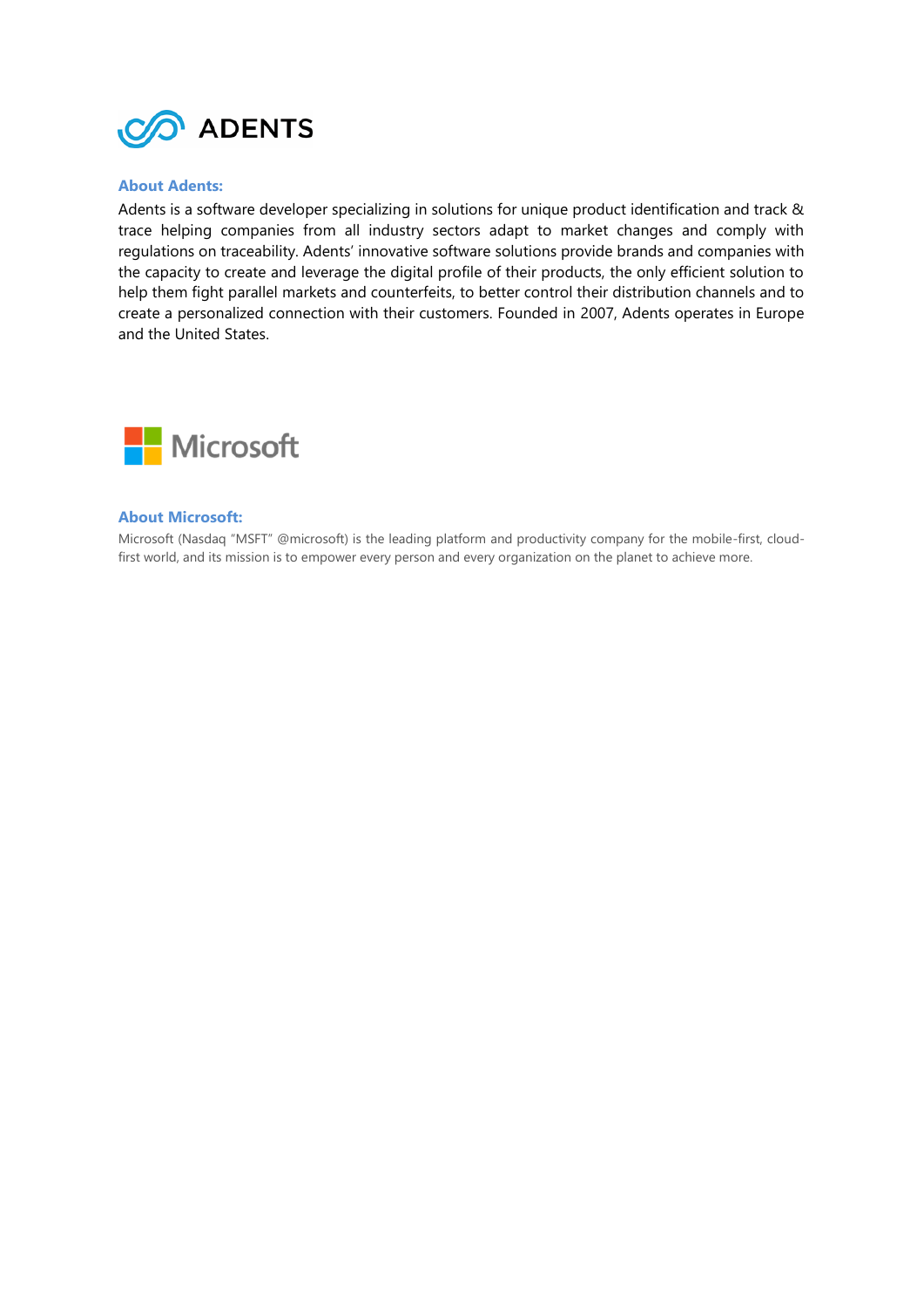ADENTS

**About Adents:**

Adents is a software developer specializing in solutions for unique product identification and track & trace helping companies from all industry sectors adapt to market changes and comply with regulations on traceability. Adents' innovative software solutions provide brands and companies with the capacity to create and leverage the digital profile of their products, the only efficient solution to help them fight parallel markets and counterfeits, to better control their distribution channels and to create a personalized connection with their customers. Founded in 2007, Adents operates in Europe and the United States.

Microsoft

**About Microsoft:**

Microsoft (Nasdaq "MSFT" @microsoft) is the leading platform and productivity company for the mobile-first, cloud-first world, and its mission is to empower every person and every organization on the planet to achieve more.